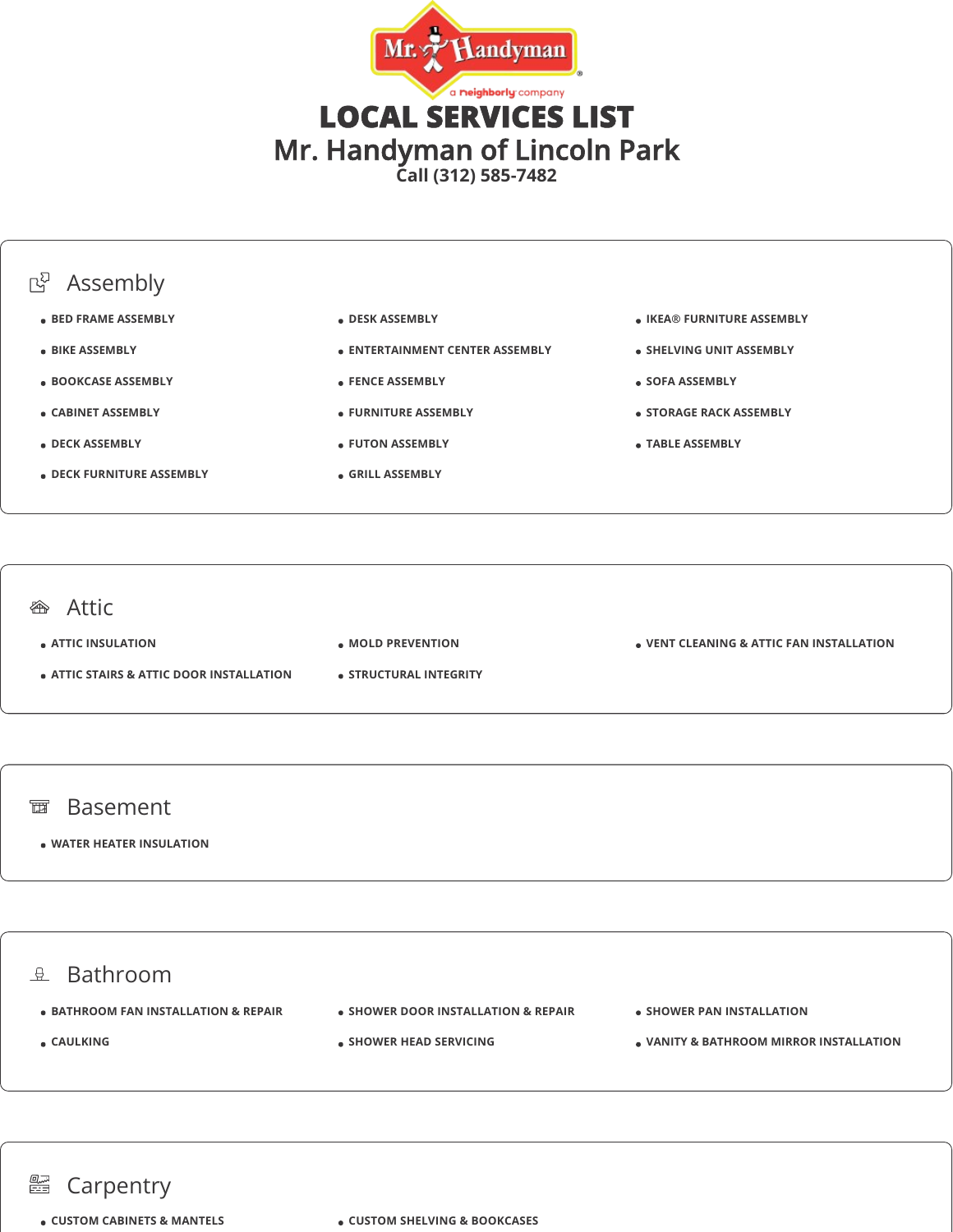# LOCAL SERVICES LIST

## Mr. Handyman of Lincoln Park

Call (312) 585-7482

### Assembly

- BED FRAME ASSEMBLY
- BIKE ASSEMBLY
- BOOKCASE ASSEMBLY
- CABINET ASSEMBLY
- DECK ASSEMBLY
- DECK FURNITURE ASSEMBLY
- DESK ASSEMBLY
- ENTERTAINMENT CENTER ASSEMBLY
- FENCE ASSEMBLY
- FURNITURE ASSEMBLY
- FUTON ASSEMBLY
- GRILL ASSEMBLY
- IKEA® FURNITURE ASSEMBLY
- SHELVING UNIT ASSEMBLY
- SOFA ASSEMBLY
- STORAGE RACK ASSEMBLY
- TABLE ASSEMBLY

### Attic

- ATTIC INSULATION
- ATTIC STAIRS & ATTIC DOOR INSTALLATION
- MOLD PREVENTION
- STRUCTURAL INTEGRITY
- VENT CLEANING & ATTIC FAN INSTALLATION

### Basement

- WATER HEATER INSULATION

### Bathroom

- BATHROOM FAN INSTALLATION & REPAIR
- CAULKING
- SHOWER DOOR INSTALLATION & REPAIR
- SHOWER HEAD SERVICING
- SHOWER PAN INSTALLATION
- VANITY & BATHROOM MIRROR INSTALLATION

### Carpentry

- CUSTOM CABINETS & MANTELS
- CUSTOM SHELVING & BOOKCASES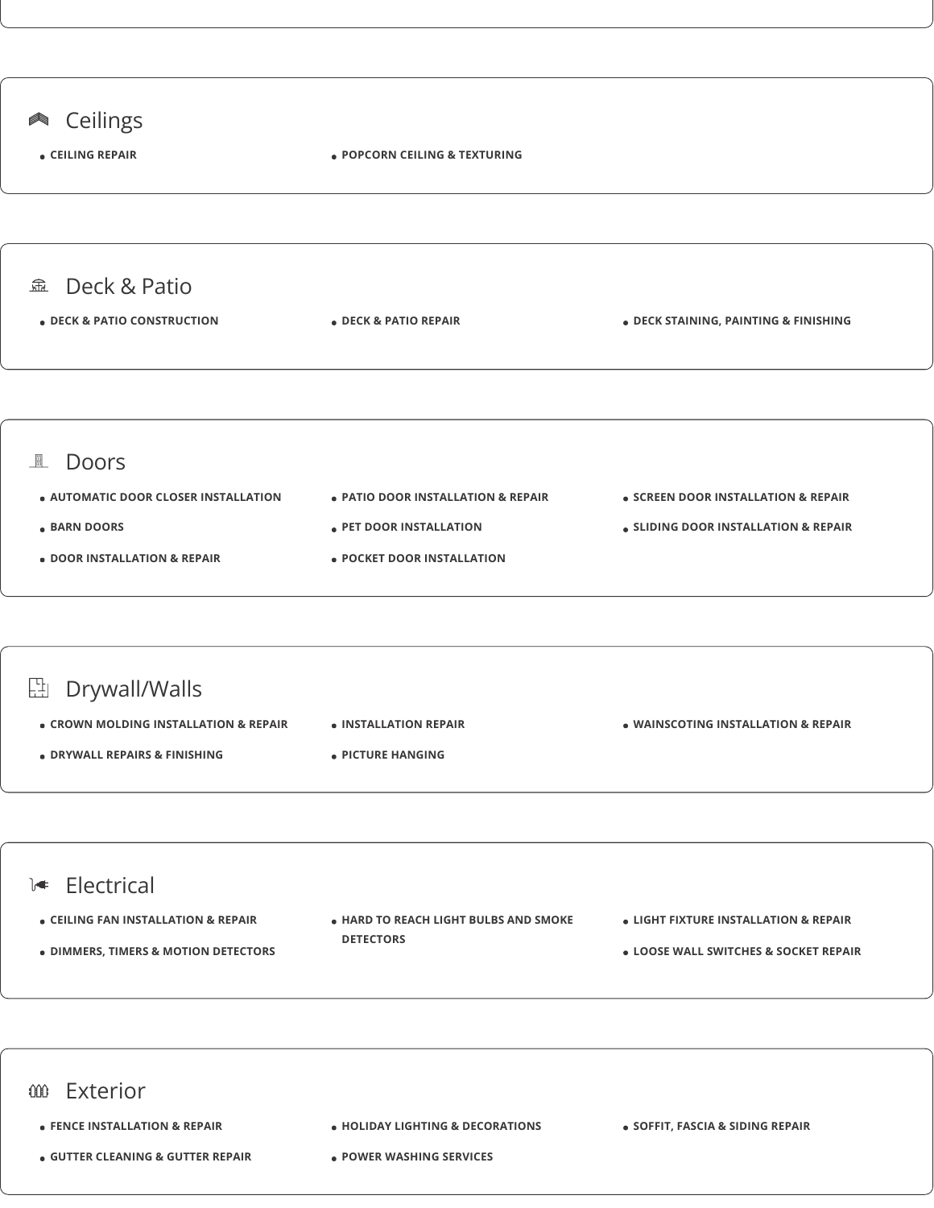## Ceilings

- CEILING REPAIR
- POPCORN CEILING & TEXTURING

## Deck & Patio

- DECK & PATIO CONSTRUCTION
- DECK & PATIO REPAIR
- DECK STAINING, PAINTING & FINISHING

## Doors

- AUTOMATIC DOOR CLOSER INSTALLATION
- BARN DOORS
- DOOR INSTALLATION & REPAIR
- PATIO DOOR INSTALLATION & REPAIR
- PET DOOR INSTALLATION
- POCKET DOOR INSTALLATION
- SCREEN DOOR INSTALLATION & REPAIR
- SLIDING DOOR INSTALLATION & REPAIR

## Drywall/Walls

- CROWN MOLDING INSTALLATION & REPAIR
- DRYWALL REPAIRS & FINISHING
- INSTALLATION REPAIR
- PICTURE HANGING
- WAINSCOTING INSTALLATION & REPAIR

## Electrical

- CEILING FAN INSTALLATION & REPAIR
- DIMMERS, TIMERS & MOTION DETECTORS
- HARD TO REACH LIGHT BULBS AND SMOKE DETECTORS
- LIGHT FIXTURE INSTALLATION & REPAIR
- LOOSE WALL SWITCHES & SOCKET REPAIR

## Exterior

- FENCE INSTALLATION & REPAIR
- GUTTER CLEANING & GUTTER REPAIR
- HOLIDAY LIGHTING & DECORATIONS
- POWER WASHING SERVICES
- SOFFIT, FASCIA & SIDING REPAIR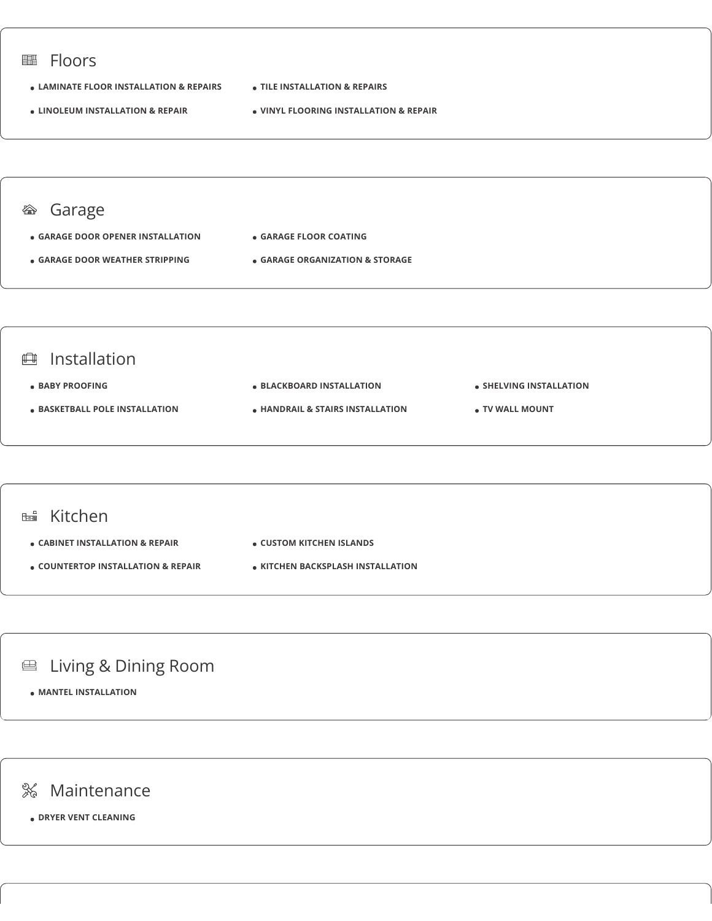## Floors

- LAMINATE FLOOR INSTALLATION & REPAIRS
- LINOLEUM INSTALLATION & REPAIR
- TILE INSTALLATION & REPAIRS
- VINYL FLOORING INSTALLATION & REPAIR

## Garage

- GARAGE DOOR OPENER INSTALLATION
- GARAGE DOOR WEATHER STRIPPING
- GARAGE FLOOR COATING
- GARAGE ORGANIZATION & STORAGE

## Installation

- BABY PROOFING
- BASKETBALL POLE INSTALLATION
- BLACKBOARD INSTALLATION
- HANDRAIL & STAIRS INSTALLATION
- SHELVING INSTALLATION
- TV WALL MOUNT

## Kitchen

- CABINET INSTALLATION & REPAIR
- COUNTERTOP INSTALLATION & REPAIR
- CUSTOM KITCHEN ISLANDS
- KITCHEN BACKSPLASH INSTALLATION

## Living & Dining Room

- MANTEL INSTALLATION

## Maintenance

- DRYER VENT CLEANING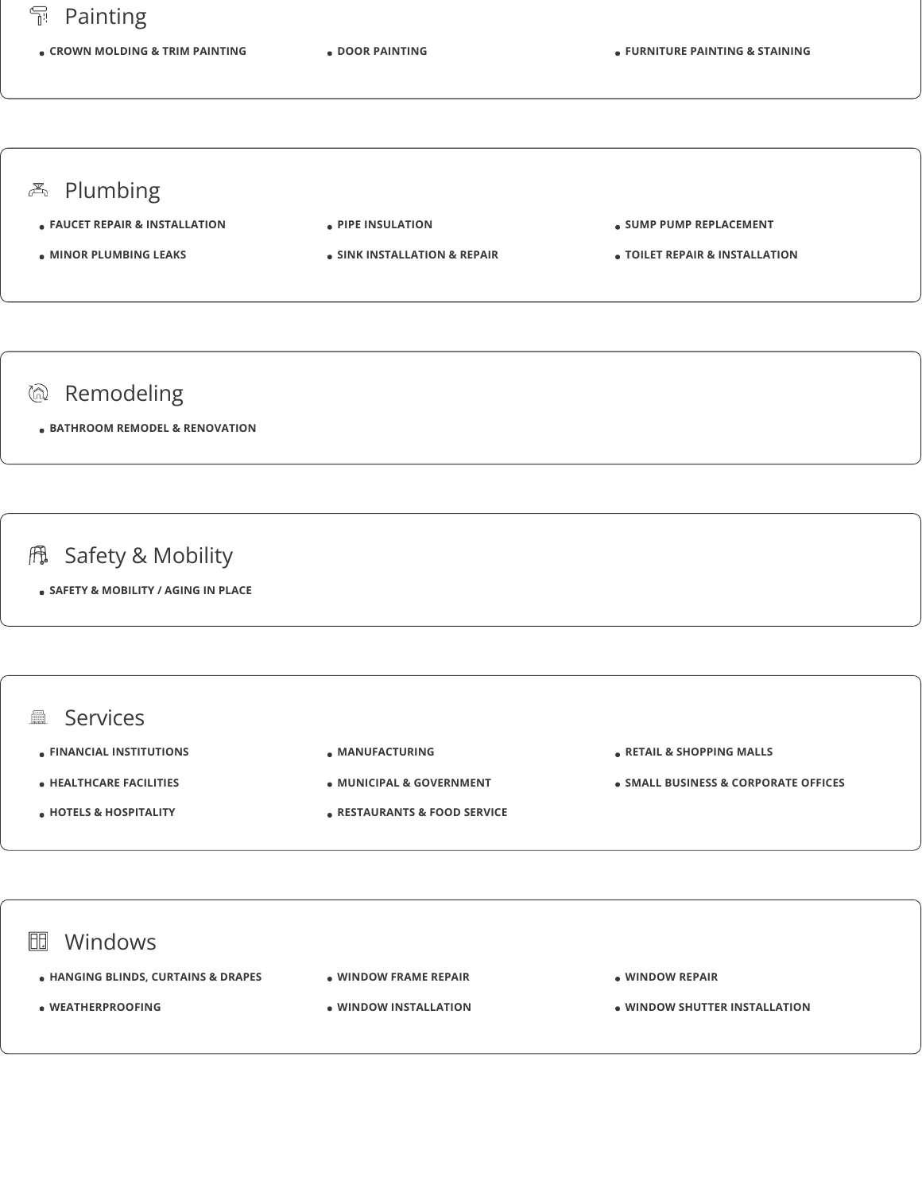## Painting

- CROWN MOLDING & TRIM PAINTING
- DOOR PAINTING
- FURNITURE PAINTING & STAINING

## Plumbing

- FAUCET REPAIR & INSTALLATION
- PIPE INSULATION
- SUMP PUMP REPLACEMENT
- MINOR PLUMBING LEAKS
- SINK INSTALLATION & REPAIR
- TOILET REPAIR & INSTALLATION

## Remodeling

- BATHROOM REMODEL & RENOVATION

## Safety & Mobility

- SAFETY & MOBILITY / AGING IN PLACE

## Services

- FINANCIAL INSTITUTIONS
- MANUFACTURING
- RETAIL & SHOPPING MALLS
- HEALTHCARE FACILITIES
- MUNICIPAL & GOVERNMENT
- SMALL BUSINESS & CORPORATE OFFICES
- HOTELS & HOSPITALITY
- RESTAURANTS & FOOD SERVICE

## Windows

- HANGING BLINDS, CURTAINS & DRAPES
- WINDOW FRAME REPAIR
- WINDOW REPAIR
- WEATHERPROOFING
- WINDOW INSTALLATION
- WINDOW SHUTTER INSTALLATION